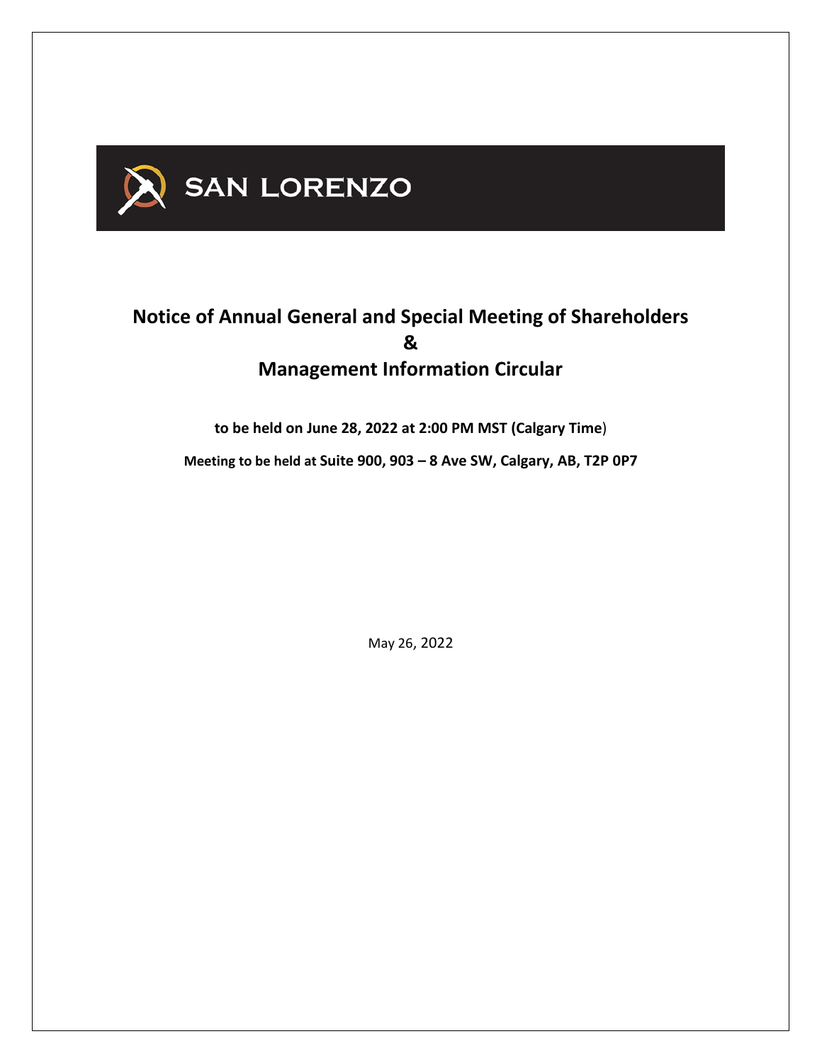SAN LORENZO

# Notice of Annual General and Special Meeting of Shareholders
# &
# Management Information Circular

**to be held on June 28, 2022 at 2:00 PM MST (Calgary Time)**

**Meeting to be held at Suite 900, 903 – 8 Ave SW, Calgary, AB, T2P 0P7**

May 26, 2022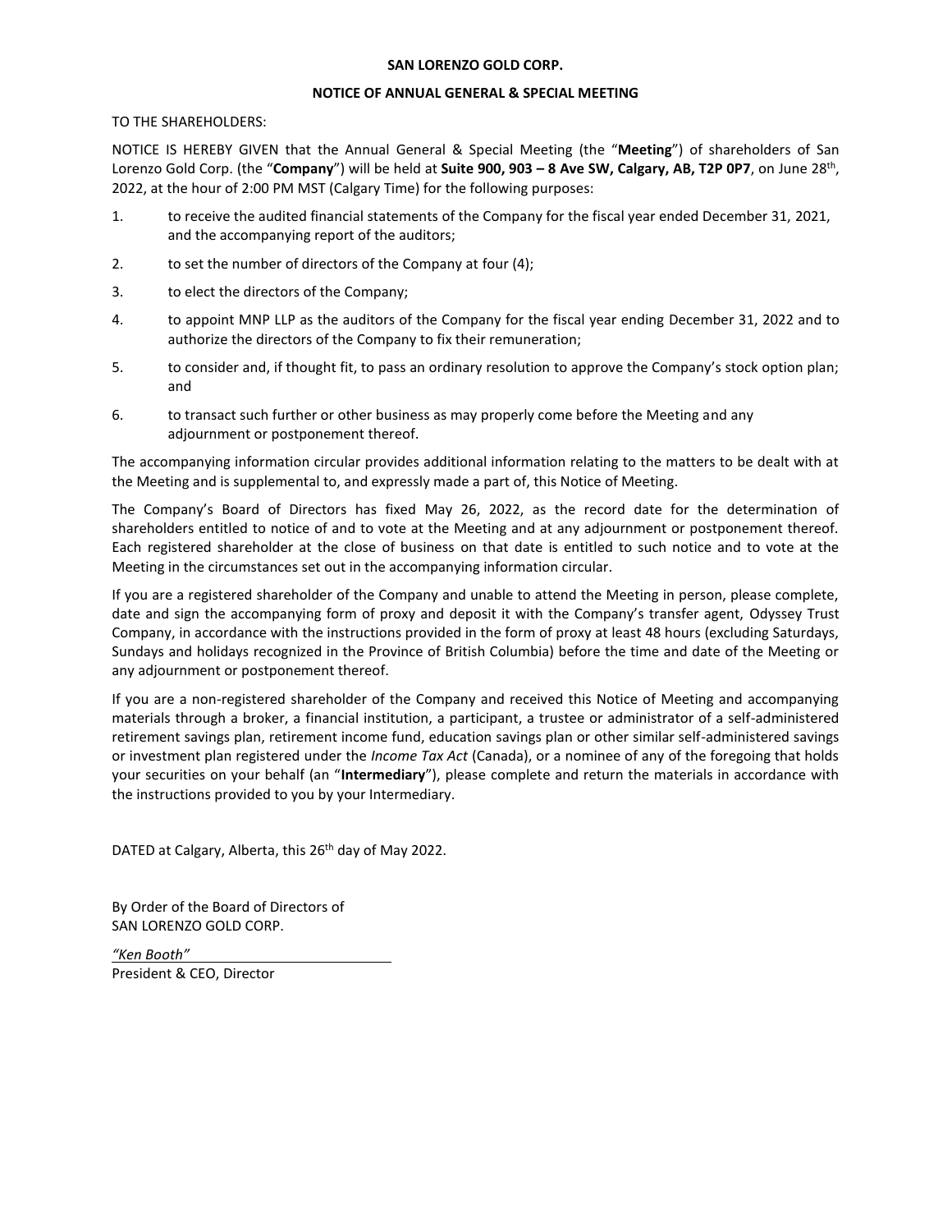**SAN LORENZO GOLD CORP.**

**NOTICE OF ANNUAL GENERAL & SPECIAL MEETING**

TO THE SHAREHOLDERS:

NOTICE IS HEREBY GIVEN that the Annual General & Special Meeting (the "**Meeting**") of shareholders of San Lorenzo Gold Corp. (the "**Company**") will be held at **Suite 900, 903 – 8 Ave SW, Calgary, AB, T2P 0P7**, on June 28th, 2022, at the hour of 2:00 PM MST (Calgary Time) for the following purposes:

1. to receive the audited financial statements of the Company for the fiscal year ended December 31, 2021, and the accompanying report of the auditors;
2. to set the number of directors of the Company at four (4);
3. to elect the directors of the Company;
4. to appoint MNP LLP as the auditors of the Company for the fiscal year ending December 31, 2022 and to authorize the directors of the Company to fix their remuneration;
5. to consider and, if thought fit, to pass an ordinary resolution to approve the Company's stock option plan; and
6. to transact such further or other business as may properly come before the Meeting and any adjournment or postponement thereof.

The accompanying information circular provides additional information relating to the matters to be dealt with at the Meeting and is supplemental to, and expressly made a part of, this Notice of Meeting.

The Company's Board of Directors has fixed May 26, 2022, as the record date for the determination of shareholders entitled to notice of and to vote at the Meeting and at any adjournment or postponement thereof. Each registered shareholder at the close of business on that date is entitled to such notice and to vote at the Meeting in the circumstances set out in the accompanying information circular.

If you are a registered shareholder of the Company and unable to attend the Meeting in person, please complete, date and sign the accompanying form of proxy and deposit it with the Company's transfer agent, Odyssey Trust Company, in accordance with the instructions provided in the form of proxy at least 48 hours (excluding Saturdays, Sundays and holidays recognized in the Province of British Columbia) before the time and date of the Meeting or any adjournment or postponement thereof.

If you are a non-registered shareholder of the Company and received this Notice of Meeting and accompanying materials through a broker, a financial institution, a participant, a trustee or administrator of a self-administered retirement savings plan, retirement income fund, education savings plan or other similar self-administered savings or investment plan registered under the *Income Tax Act* (Canada), or a nominee of any of the foregoing that holds your securities on your behalf (an "**Intermediary**"), please complete and return the materials in accordance with the instructions provided to you by your Intermediary.

DATED at Calgary, Alberta, this 26th day of May 2022.

By Order of the Board of Directors of
SAN LORENZO GOLD CORP.

*"Ken Booth"*
President & CEO, Director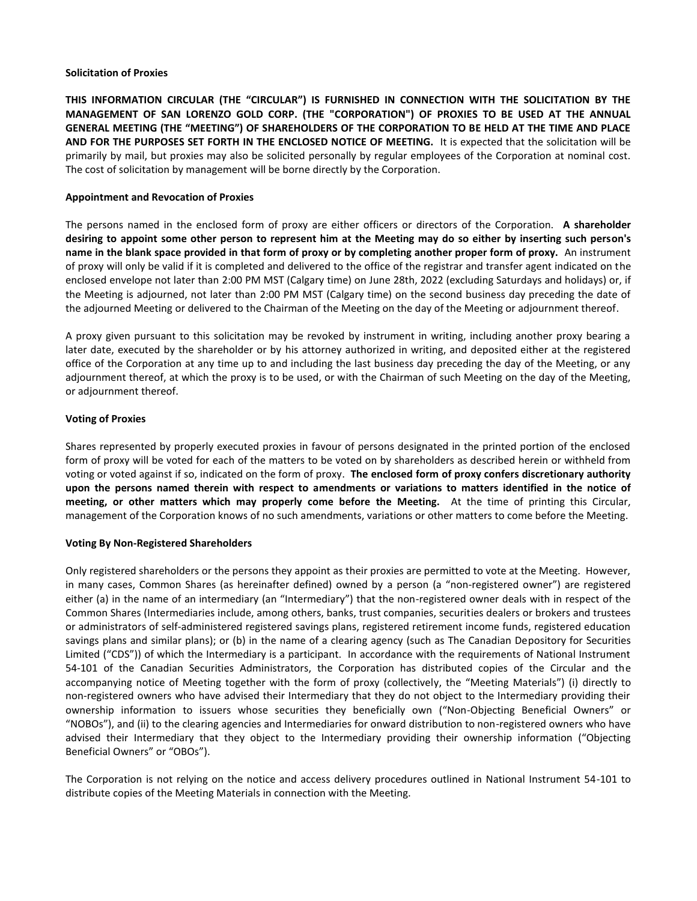**Solicitation of Proxies**

**THIS INFORMATION CIRCULAR (THE "CIRCULAR") IS FURNISHED IN CONNECTION WITH THE SOLICITATION BY THE MANAGEMENT OF SAN LORENZO GOLD CORP. (THE "CORPORATION") OF PROXIES TO BE USED AT THE ANNUAL GENERAL MEETING (THE "MEETING") OF SHAREHOLDERS OF THE CORPORATION TO BE HELD AT THE TIME AND PLACE AND FOR THE PURPOSES SET FORTH IN THE ENCLOSED NOTICE OF MEETING.** It is expected that the solicitation will be primarily by mail, but proxies may also be solicited personally by regular employees of the Corporation at nominal cost. The cost of solicitation by management will be borne directly by the Corporation.

**Appointment and Revocation of Proxies**

The persons named in the enclosed form of proxy are either officers or directors of the Corporation. **A shareholder desiring to appoint some other person to represent him at the Meeting may do so either by inserting such person's name in the blank space provided in that form of proxy or by completing another proper form of proxy.** An instrument of proxy will only be valid if it is completed and delivered to the office of the registrar and transfer agent indicated on the enclosed envelope not later than 2:00 PM MST (Calgary time) on June 28th, 2022 (excluding Saturdays and holidays) or, if the Meeting is adjourned, not later than 2:00 PM MST (Calgary time) on the second business day preceding the date of the adjourned Meeting or delivered to the Chairman of the Meeting on the day of the Meeting or adjournment thereof.

A proxy given pursuant to this solicitation may be revoked by instrument in writing, including another proxy bearing a later date, executed by the shareholder or by his attorney authorized in writing, and deposited either at the registered office of the Corporation at any time up to and including the last business day preceding the day of the Meeting, or any adjournment thereof, at which the proxy is to be used, or with the Chairman of such Meeting on the day of the Meeting, or adjournment thereof.

**Voting of Proxies**

Shares represented by properly executed proxies in favour of persons designated in the printed portion of the enclosed form of proxy will be voted for each of the matters to be voted on by shareholders as described herein or withheld from voting or voted against if so, indicated on the form of proxy. **The enclosed form of proxy confers discretionary authority upon the persons named therein with respect to amendments or variations to matters identified in the notice of meeting, or other matters which may properly come before the Meeting.** At the time of printing this Circular, management of the Corporation knows of no such amendments, variations or other matters to come before the Meeting.

**Voting By Non-Registered Shareholders**

Only registered shareholders or the persons they appoint as their proxies are permitted to vote at the Meeting. However, in many cases, Common Shares (as hereinafter defined) owned by a person (a "non-registered owner") are registered either (a) in the name of an intermediary (an "Intermediary") that the non-registered owner deals with in respect of the Common Shares (Intermediaries include, among others, banks, trust companies, securities dealers or brokers and trustees or administrators of self-administered registered savings plans, registered retirement income funds, registered education savings plans and similar plans); or (b) in the name of a clearing agency (such as The Canadian Depository for Securities Limited ("CDS")) of which the Intermediary is a participant. In accordance with the requirements of National Instrument 54-101 of the Canadian Securities Administrators, the Corporation has distributed copies of the Circular and the accompanying notice of Meeting together with the form of proxy (collectively, the "Meeting Materials") (i) directly to non-registered owners who have advised their Intermediary that they do not object to the Intermediary providing their ownership information to issuers whose securities they beneficially own ("Non-Objecting Beneficial Owners" or "NOBOs"), and (ii) to the clearing agencies and Intermediaries for onward distribution to non-registered owners who have advised their Intermediary that they object to the Intermediary providing their ownership information ("Objecting Beneficial Owners" or "OBOs").

The Corporation is not relying on the notice and access delivery procedures outlined in National Instrument 54-101 to distribute copies of the Meeting Materials in connection with the Meeting.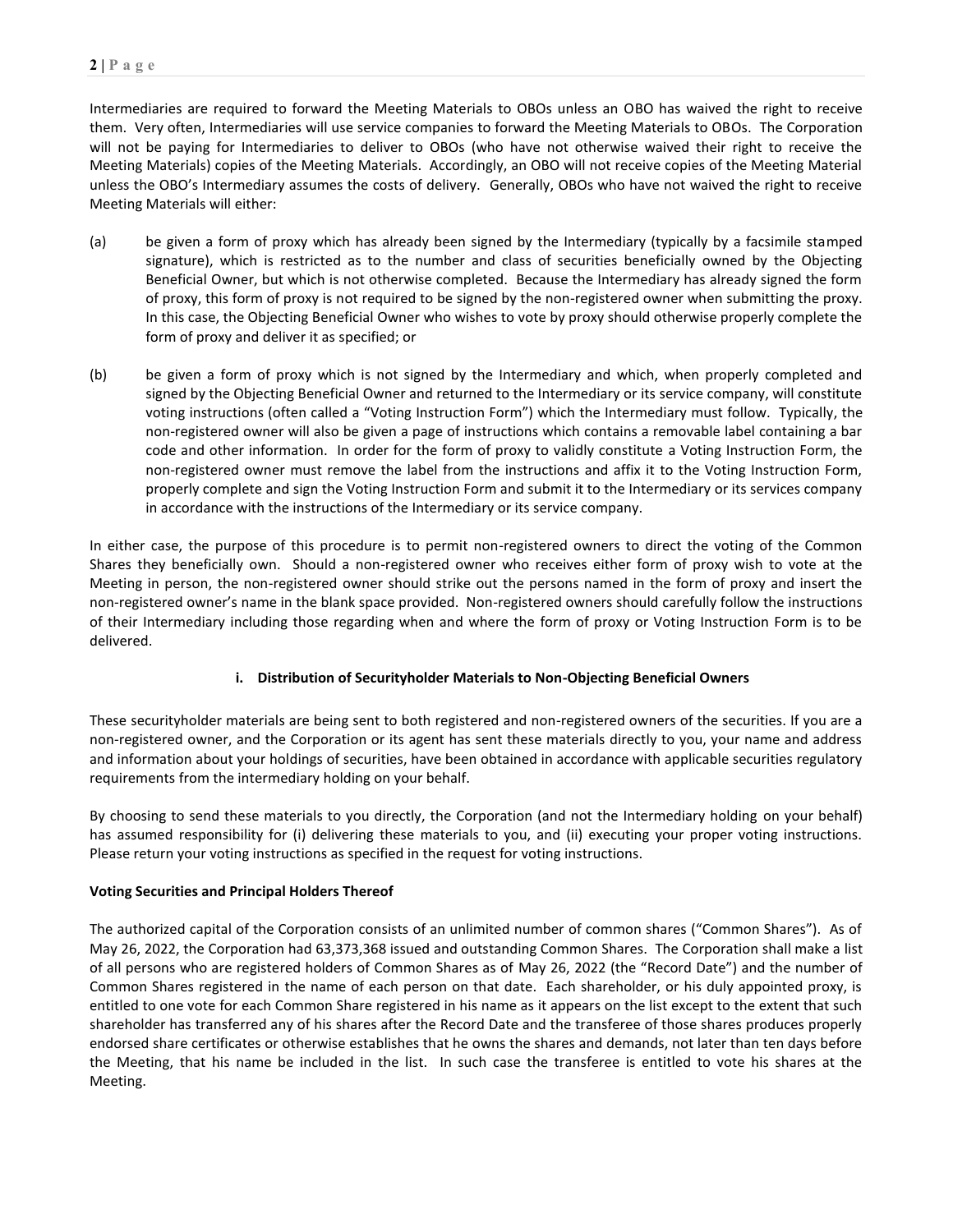Intermediaries are required to forward the Meeting Materials to OBOs unless an OBO has waived the right to receive them. Very often, Intermediaries will use service companies to forward the Meeting Materials to OBOs. The Corporation will not be paying for Intermediaries to deliver to OBOs (who have not otherwise waived their right to receive the Meeting Materials) copies of the Meeting Materials. Accordingly, an OBO will not receive copies of the Meeting Material unless the OBO's Intermediary assumes the costs of delivery. Generally, OBOs who have not waived the right to receive Meeting Materials will either:

(a) be given a form of proxy which has already been signed by the Intermediary (typically by a facsimile stamped signature), which is restricted as to the number and class of securities beneficially owned by the Objecting Beneficial Owner, but which is not otherwise completed. Because the Intermediary has already signed the form of proxy, this form of proxy is not required to be signed by the non-registered owner when submitting the proxy. In this case, the Objecting Beneficial Owner who wishes to vote by proxy should otherwise properly complete the form of proxy and deliver it as specified; or

(b) be given a form of proxy which is not signed by the Intermediary and which, when properly completed and signed by the Objecting Beneficial Owner and returned to the Intermediary or its service company, will constitute voting instructions (often called a "Voting Instruction Form") which the Intermediary must follow. Typically, the non-registered owner will also be given a page of instructions which contains a removable label containing a bar code and other information. In order for the form of proxy to validly constitute a Voting Instruction Form, the non-registered owner must remove the label from the instructions and affix it to the Voting Instruction Form, properly complete and sign the Voting Instruction Form and submit it to the Intermediary or its services company in accordance with the instructions of the Intermediary or its service company.

In either case, the purpose of this procedure is to permit non-registered owners to direct the voting of the Common Shares they beneficially own. Should a non-registered owner who receives either form of proxy wish to vote at the Meeting in person, the non-registered owner should strike out the persons named in the form of proxy and insert the non-registered owner's name in the blank space provided. Non-registered owners should carefully follow the instructions of their Intermediary including those regarding when and where the form of proxy or Voting Instruction Form is to be delivered.

### i. Distribution of Securityholder Materials to Non-Objecting Beneficial Owners

These securityholder materials are being sent to both registered and non-registered owners of the securities. If you are a non-registered owner, and the Corporation or its agent has sent these materials directly to you, your name and address and information about your holdings of securities, have been obtained in accordance with applicable securities regulatory requirements from the intermediary holding on your behalf.

By choosing to send these materials to you directly, the Corporation (and not the Intermediary holding on your behalf) has assumed responsibility for (i) delivering these materials to you, and (ii) executing your proper voting instructions. Please return your voting instructions as specified in the request for voting instructions.

## Voting Securities and Principal Holders Thereof

The authorized capital of the Corporation consists of an unlimited number of common shares ("Common Shares"). As of May 26, 2022, the Corporation had 63,373,368 issued and outstanding Common Shares. The Corporation shall make a list of all persons who are registered holders of Common Shares as of May 26, 2022 (the "Record Date") and the number of Common Shares registered in the name of each person on that date. Each shareholder, or his duly appointed proxy, is entitled to one vote for each Common Share registered in his name as it appears on the list except to the extent that such shareholder has transferred any of his shares after the Record Date and the transferee of those shares produces properly endorsed share certificates or otherwise establishes that he owns the shares and demands, not later than ten days before the Meeting, that his name be included in the list. In such case the transferee is entitled to vote his shares at the Meeting.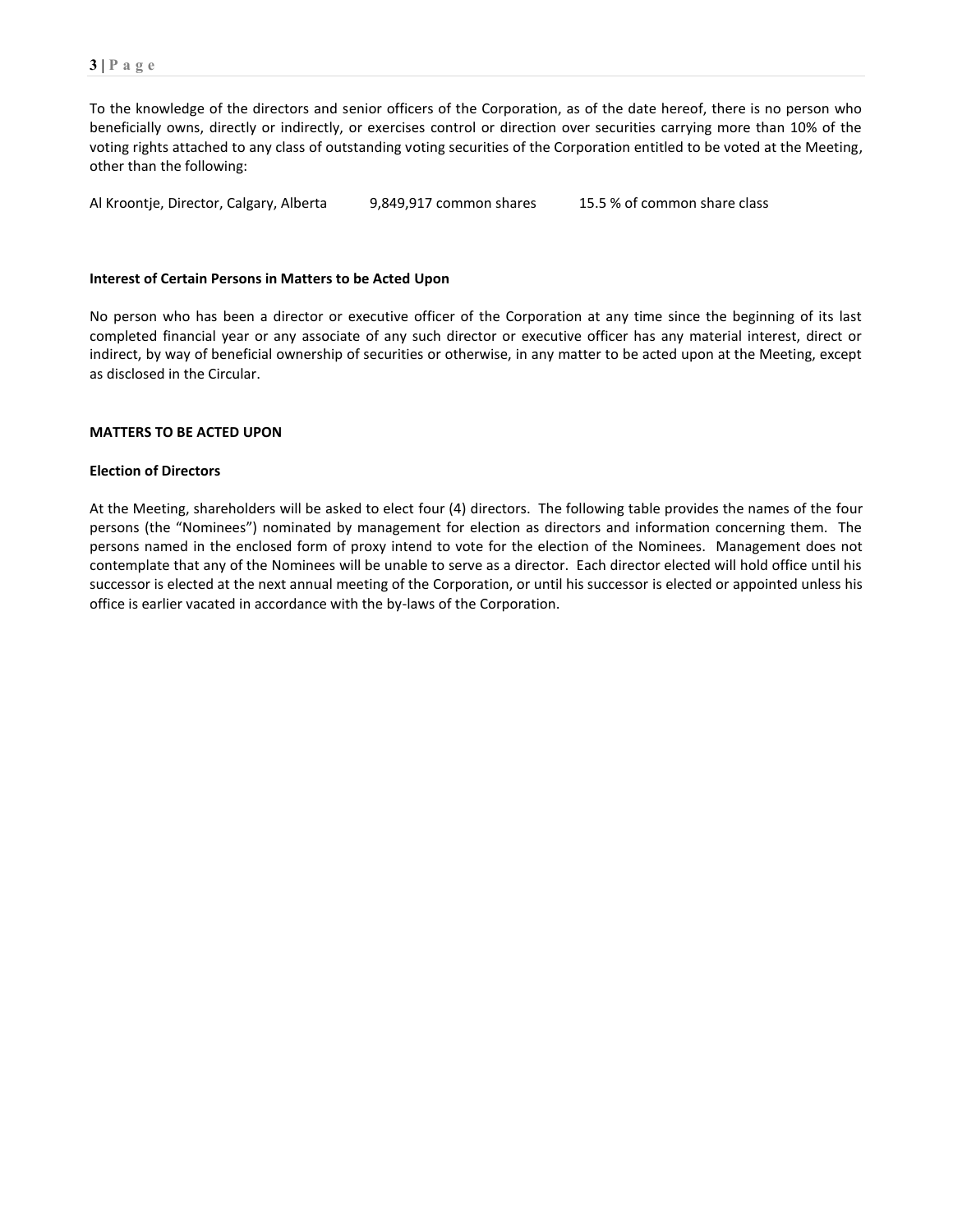To the knowledge of the directors and senior officers of the Corporation, as of the date hereof, there is no person who beneficially owns, directly or indirectly, or exercises control or direction over securities carrying more than 10% of the voting rights attached to any class of outstanding voting securities of the Corporation entitled to be voted at the Meeting, other than the following:

| | | |
|---|---|---|
| Al Kroontje, Director, Calgary, Alberta | 9,849,917 common shares | 15.5 % of common share class |

**Interest of Certain Persons in Matters to be Acted Upon**

No person who has been a director or executive officer of the Corporation at any time since the beginning of its last completed financial year or any associate of any such director or executive officer has any material interest, direct or indirect, by way of beneficial ownership of securities or otherwise, in any matter to be acted upon at the Meeting, except as disclosed in the Circular.

**MATTERS TO BE ACTED UPON**

**Election of Directors**

At the Meeting, shareholders will be asked to elect four (4) directors. The following table provides the names of the four persons (the "Nominees") nominated by management for election as directors and information concerning them. The persons named in the enclosed form of proxy intend to vote for the election of the Nominees. Management does not contemplate that any of the Nominees will be unable to serve as a director. Each director elected will hold office until his successor is elected at the next annual meeting of the Corporation, or until his successor is elected or appointed unless his office is earlier vacated in accordance with the by-laws of the Corporation.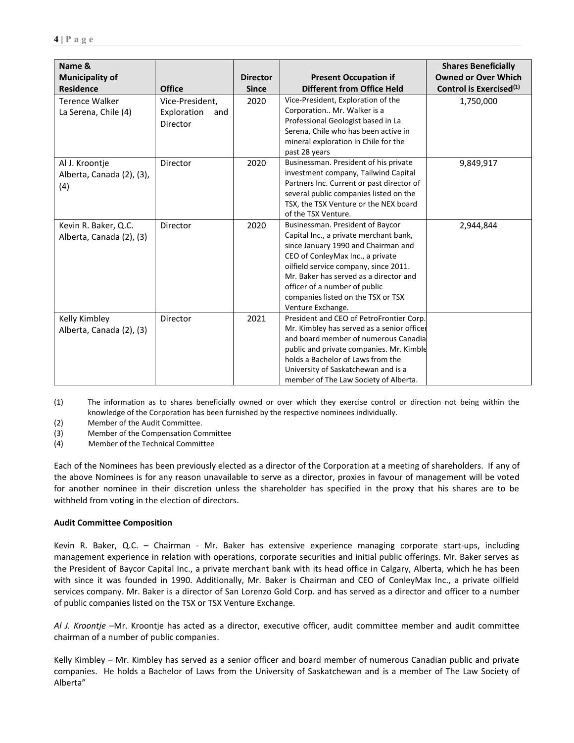| Name & Municipality of Residence | Office | Director Since | Present Occupation if Different from Office Held | Shares Beneficially Owned or Over Which Control is Exercised(1) |
|---|---|---|---|---|
| Terence Walker La Serena, Chile (4) | Vice-President, Exploration and Director | 2020 | Vice-President, Exploration of the Corporation.. Mr. Walker is a Professional Geologist based in La Serena, Chile who has been active in mineral exploration in Chile for the past 28 years | 1,750,000 |
| Al J. Kroontje Alberta, Canada (2), (3), (4) | Director | 2020 | Businessman. President of his private investment company, Tailwind Capital Partners Inc. Current or past director of several public companies listed on the TSX, the TSX Venture or the NEX board of the TSX Venture. | 9,849,917 |
| Kevin R. Baker, Q.C. Alberta, Canada (2), (3) | Director | 2020 | Businessman. President of Baycor Capital Inc., a private merchant bank, since January 1990 and Chairman and CEO of ConleyMax Inc., a private oilfield service company, since 2011. Mr. Baker has served as a director and officer of a number of public companies listed on the TSX or TSX Venture Exchange. | 2,944,844 |
| Kelly Kimbley Alberta, Canada (2), (3) | Director | 2021 | President and CEO of PetroFrontier Corp. Mr. Kimbley has served as a senior officer and board member of numerous Canadia public and private companies. Mr. Kimble holds a Bachelor of Laws from the University of Saskatchewan and is a member of The Law Society of Alberta. | |

(1) The information as to shares beneficially owned or over which they exercise control or direction not being within the knowledge of the Corporation has been furnished by the respective nominees individually.

(2) Member of the Audit Committee.

(3) Member of the Compensation Committee

(4) Member of the Technical Committee

Each of the Nominees has been previously elected as a director of the Corporation at a meeting of shareholders. If any of the above Nominees is for any reason unavailable to serve as a director, proxies in favour of management will be voted for another nominee in their discretion unless the shareholder has specified in the proxy that his shares are to be withheld from voting in the election of directors.

**Audit Committee Composition**

Kevin R. Baker, Q.C. – Chairman - Mr. Baker has extensive experience managing corporate start-ups, including management experience in relation with operations, corporate securities and initial public offerings. Mr. Baker serves as the President of Baycor Capital Inc., a private merchant bank with its head office in Calgary, Alberta, which he has been with since it was founded in 1990. Additionally, Mr. Baker is Chairman and CEO of ConleyMax Inc., a private oilfield services company. Mr. Baker is a director of San Lorenzo Gold Corp. and has served as a director and officer to a number of public companies listed on the TSX or TSX Venture Exchange.

*Al J. Kroontje* –Mr. Kroontje has acted as a director, executive officer, audit committee member and audit committee chairman of a number of public companies.

Kelly Kimbley – Mr. Kimbley has served as a senior officer and board member of numerous Canadian public and private companies. He holds a Bachelor of Laws from the University of Saskatchewan and is a member of The Law Society of Alberta"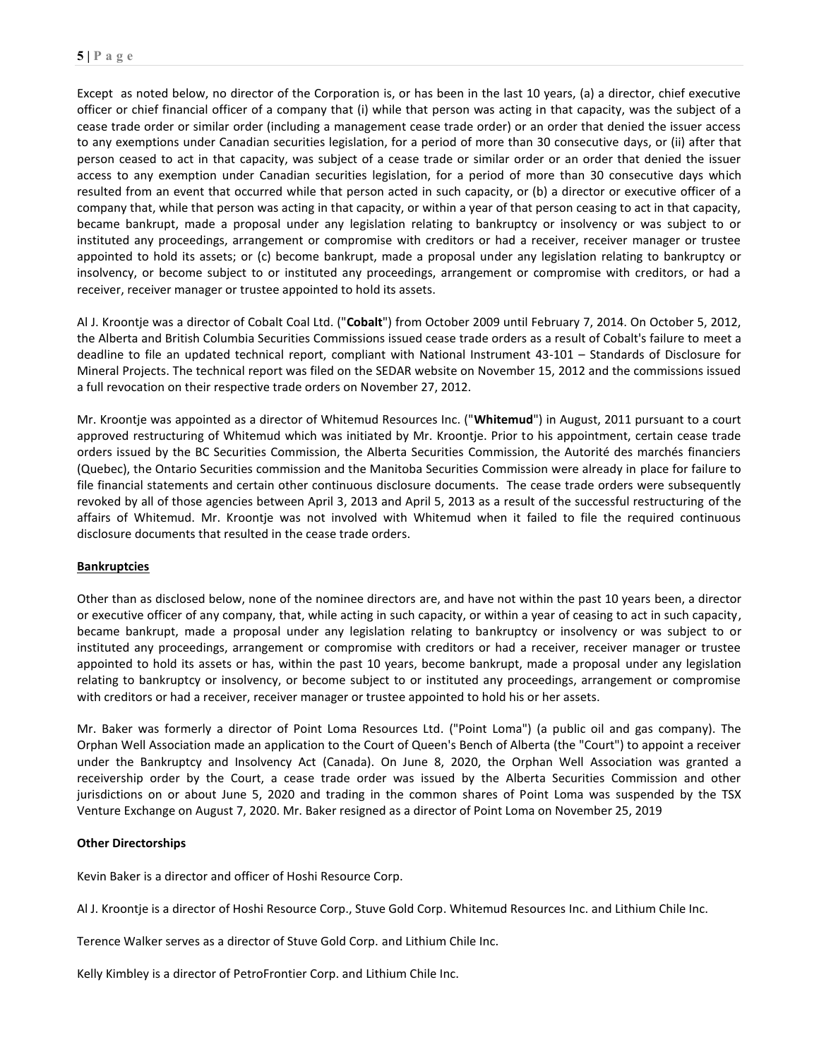Except as noted below, no director of the Corporation is, or has been in the last 10 years, (a) a director, chief executive officer or chief financial officer of a company that (i) while that person was acting in that capacity, was the subject of a cease trade order or similar order (including a management cease trade order) or an order that denied the issuer access to any exemptions under Canadian securities legislation, for a period of more than 30 consecutive days, or (ii) after that person ceased to act in that capacity, was subject of a cease trade or similar order or an order that denied the issuer access to any exemption under Canadian securities legislation, for a period of more than 30 consecutive days which resulted from an event that occurred while that person acted in such capacity, or (b) a director or executive officer of a company that, while that person was acting in that capacity, or within a year of that person ceasing to act in that capacity, became bankrupt, made a proposal under any legislation relating to bankruptcy or insolvency or was subject to or instituted any proceedings, arrangement or compromise with creditors or had a receiver, receiver manager or trustee appointed to hold its assets; or (c) become bankrupt, made a proposal under any legislation relating to bankruptcy or insolvency, or become subject to or instituted any proceedings, arrangement or compromise with creditors, or had a receiver, receiver manager or trustee appointed to hold its assets.

Al J. Kroontje was a director of Cobalt Coal Ltd. ("**Cobalt**") from October 2009 until February 7, 2014. On October 5, 2012, the Alberta and British Columbia Securities Commissions issued cease trade orders as a result of Cobalt's failure to meet a deadline to file an updated technical report, compliant with National Instrument 43-101 – Standards of Disclosure for Mineral Projects. The technical report was filed on the SEDAR website on November 15, 2012 and the commissions issued a full revocation on their respective trade orders on November 27, 2012.

Mr. Kroontje was appointed as a director of Whitemud Resources Inc. ("**Whitemud**") in August, 2011 pursuant to a court approved restructuring of Whitemud which was initiated by Mr. Kroontje. Prior to his appointment, certain cease trade orders issued by the BC Securities Commission, the Alberta Securities Commission, the Autorité des marchés financiers (Quebec), the Ontario Securities commission and the Manitoba Securities Commission were already in place for failure to file financial statements and certain other continuous disclosure documents. The cease trade orders were subsequently revoked by all of those agencies between April 3, 2013 and April 5, 2013 as a result of the successful restructuring of the affairs of Whitemud. Mr. Kroontje was not involved with Whitemud when it failed to file the required continuous disclosure documents that resulted in the cease trade orders.

**Bankruptcies**

Other than as disclosed below, none of the nominee directors are, and have not within the past 10 years been, a director or executive officer of any company, that, while acting in such capacity, or within a year of ceasing to act in such capacity, became bankrupt, made a proposal under any legislation relating to bankruptcy or insolvency or was subject to or instituted any proceedings, arrangement or compromise with creditors or had a receiver, receiver manager or trustee appointed to hold its assets or has, within the past 10 years, become bankrupt, made a proposal under any legislation relating to bankruptcy or insolvency, or become subject to or instituted any proceedings, arrangement or compromise with creditors or had a receiver, receiver manager or trustee appointed to hold his or her assets.

Mr. Baker was formerly a director of Point Loma Resources Ltd. ("Point Loma") (a public oil and gas company). The Orphan Well Association made an application to the Court of Queen's Bench of Alberta (the "Court") to appoint a receiver under the Bankruptcy and Insolvency Act (Canada). On June 8, 2020, the Orphan Well Association was granted a receivership order by the Court, a cease trade order was issued by the Alberta Securities Commission and other jurisdictions on or about June 5, 2020 and trading in the common shares of Point Loma was suspended by the TSX Venture Exchange on August 7, 2020. Mr. Baker resigned as a director of Point Loma on November 25, 2019

**Other Directorships**

Kevin Baker is a director and officer of Hoshi Resource Corp.

Al J. Kroontje is a director of Hoshi Resource Corp., Stuve Gold Corp. Whitemud Resources Inc. and Lithium Chile Inc.

Terence Walker serves as a director of Stuve Gold Corp. and Lithium Chile Inc.

Kelly Kimbley is a director of PetroFrontier Corp. and Lithium Chile Inc.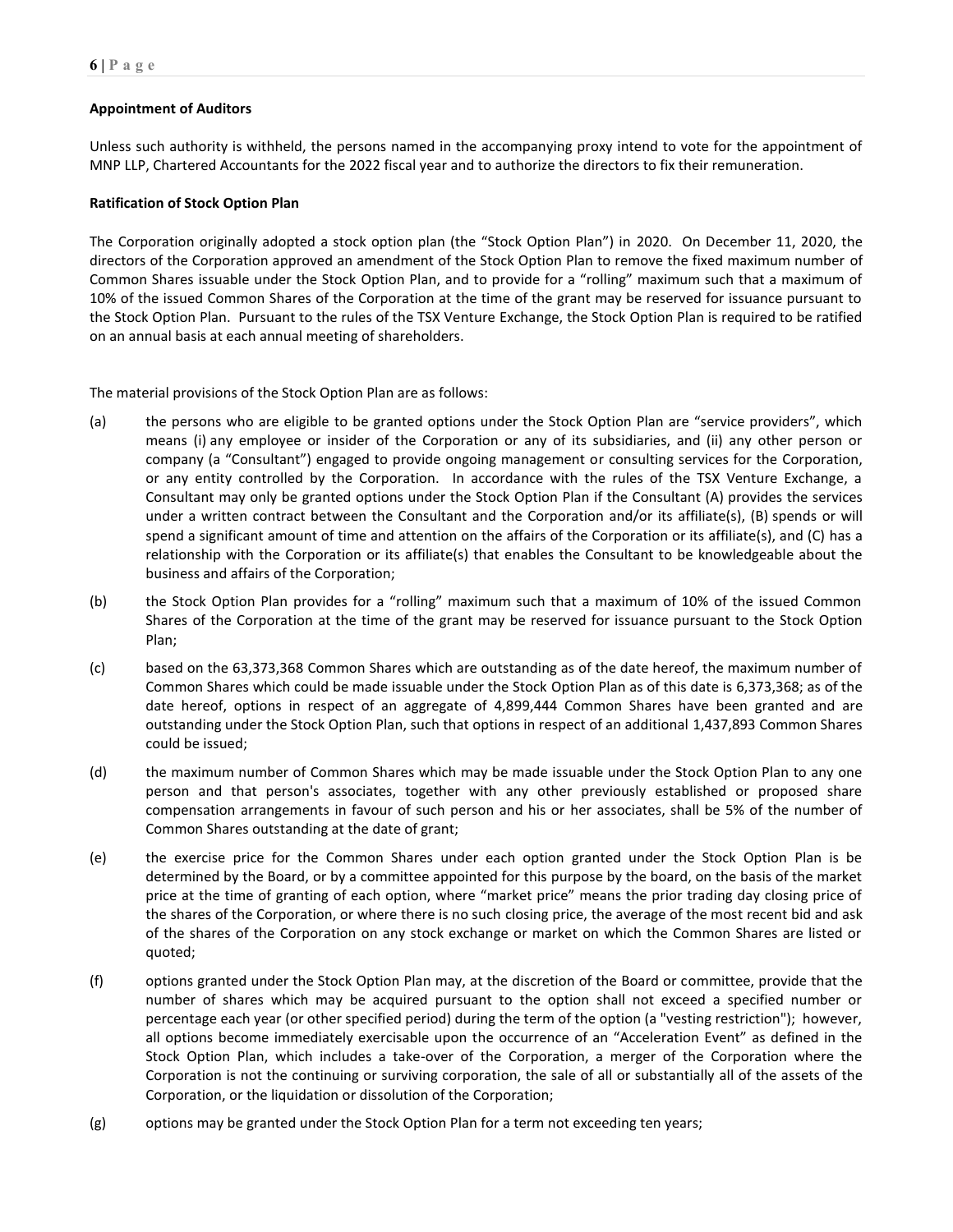**Appointment of Auditors**

Unless such authority is withheld, the persons named in the accompanying proxy intend to vote for the appointment of MNP LLP, Chartered Accountants for the 2022 fiscal year and to authorize the directors to fix their remuneration.

**Ratification of Stock Option Plan**

The Corporation originally adopted a stock option plan (the "Stock Option Plan") in 2020. On December 11, 2020, the directors of the Corporation approved an amendment of the Stock Option Plan to remove the fixed maximum number of Common Shares issuable under the Stock Option Plan, and to provide for a "rolling" maximum such that a maximum of 10% of the issued Common Shares of the Corporation at the time of the grant may be reserved for issuance pursuant to the Stock Option Plan. Pursuant to the rules of the TSX Venture Exchange, the Stock Option Plan is required to be ratified on an annual basis at each annual meeting of shareholders.

The material provisions of the Stock Option Plan are as follows:

(a) the persons who are eligible to be granted options under the Stock Option Plan are "service providers", which means (i) any employee or insider of the Corporation or any of its subsidiaries, and (ii) any other person or company (a "Consultant") engaged to provide ongoing management or consulting services for the Corporation, or any entity controlled by the Corporation. In accordance with the rules of the TSX Venture Exchange, a Consultant may only be granted options under the Stock Option Plan if the Consultant (A) provides the services under a written contract between the Consultant and the Corporation and/or its affiliate(s), (B) spends or will spend a significant amount of time and attention on the affairs of the Corporation or its affiliate(s), and (C) has a relationship with the Corporation or its affiliate(s) that enables the Consultant to be knowledgeable about the business and affairs of the Corporation;

(b) the Stock Option Plan provides for a "rolling" maximum such that a maximum of 10% of the issued Common Shares of the Corporation at the time of the grant may be reserved for issuance pursuant to the Stock Option Plan;

(c) based on the 63,373,368 Common Shares which are outstanding as of the date hereof, the maximum number of Common Shares which could be made issuable under the Stock Option Plan as of this date is 6,373,368; as of the date hereof, options in respect of an aggregate of 4,899,444 Common Shares have been granted and are outstanding under the Stock Option Plan, such that options in respect of an additional 1,437,893 Common Shares could be issued;

(d) the maximum number of Common Shares which may be made issuable under the Stock Option Plan to any one person and that person's associates, together with any other previously established or proposed share compensation arrangements in favour of such person and his or her associates, shall be 5% of the number of Common Shares outstanding at the date of grant;

(e) the exercise price for the Common Shares under each option granted under the Stock Option Plan is be determined by the Board, or by a committee appointed for this purpose by the board, on the basis of the market price at the time of granting of each option, where "market price" means the prior trading day closing price of the shares of the Corporation, or where there is no such closing price, the average of the most recent bid and ask of the shares of the Corporation on any stock exchange or market on which the Common Shares are listed or quoted;

(f) options granted under the Stock Option Plan may, at the discretion of the Board or committee, provide that the number of shares which may be acquired pursuant to the option shall not exceed a specified number or percentage each year (or other specified period) during the term of the option (a "vesting restriction"); however, all options become immediately exercisable upon the occurrence of an "Acceleration Event" as defined in the Stock Option Plan, which includes a take-over of the Corporation, a merger of the Corporation where the Corporation is not the continuing or surviving corporation, the sale of all or substantially all of the assets of the Corporation, or the liquidation or dissolution of the Corporation;

(g) options may be granted under the Stock Option Plan for a term not exceeding ten years;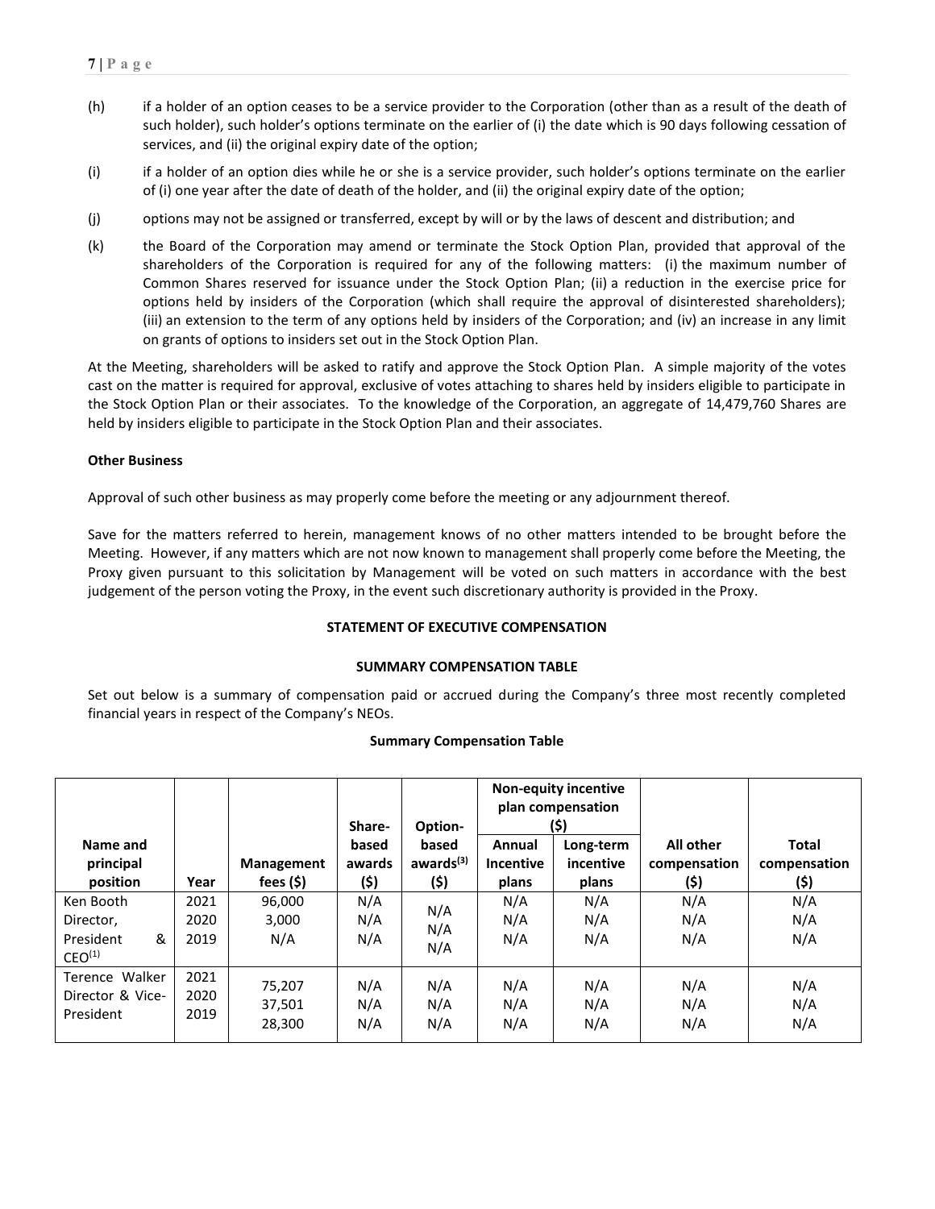(h) if a holder of an option ceases to be a service provider to the Corporation (other than as a result of the death of such holder), such holder's options terminate on the earlier of (i) the date which is 90 days following cessation of services, and (ii) the original expiry date of the option;

(i) if a holder of an option dies while he or she is a service provider, such holder's options terminate on the earlier of (i) one year after the date of death of the holder, and (ii) the original expiry date of the option;

(j) options may not be assigned or transferred, except by will or by the laws of descent and distribution; and

(k) the Board of the Corporation may amend or terminate the Stock Option Plan, provided that approval of the shareholders of the Corporation is required for any of the following matters: (i) the maximum number of Common Shares reserved for issuance under the Stock Option Plan; (ii) a reduction in the exercise price for options held by insiders of the Corporation (which shall require the approval of disinterested shareholders); (iii) an extension to the term of any options held by insiders of the Corporation; and (iv) an increase in any limit on grants of options to insiders set out in the Stock Option Plan.

At the Meeting, shareholders will be asked to ratify and approve the Stock Option Plan. A simple majority of the votes cast on the matter is required for approval, exclusive of votes attaching to shares held by insiders eligible to participate in the Stock Option Plan or their associates. To the knowledge of the Corporation, an aggregate of 14,479,760 Shares are held by insiders eligible to participate in the Stock Option Plan and their associates.

**Other Business**

Approval of such other business as may properly come before the meeting or any adjournment thereof.

Save for the matters referred to herein, management knows of no other matters intended to be brought before the Meeting. However, if any matters which are not now known to management shall properly come before the Meeting, the Proxy given pursuant to this solicitation by Management will be voted on such matters in accordance with the best judgement of the person voting the Proxy, in the event such discretionary authority is provided in the Proxy.

## STATEMENT OF EXECUTIVE COMPENSATION

### SUMMARY COMPENSATION TABLE

Set out below is a summary of compensation paid or accrued during the Company's three most recently completed financial years in respect of the Company's NEOs.

**Summary Compensation Table**

| Name and principal position | Year | Management fees ($) | Share-based awards ($) | Option-based awards[3] ($) | Non-equity incentive plan compensation ($) | | All other compensation ($) | Total compensation ($) |
|---|---|---|---|---|---|---|---|---|
| | | | | | Annual Incentive plans | Long-term incentive plans | | |
| Ken Booth Director, President & CEO[1] | 2021<br>2020<br>2019 | 96,000<br>3,000<br>N/A | N/A<br>N/A<br>N/A | N/A<br>N/A<br>N/A | N/A<br>N/A<br>N/A | N/A<br>N/A<br>N/A | N/A<br>N/A<br>N/A | N/A<br>N/A<br>N/A |
| Terence Walker Director & Vice-President | 2021<br>2020<br>2019 | 75,207<br>37,501<br>28,300 | N/A<br>N/A<br>N/A | N/A<br>N/A<br>N/A | N/A<br>N/A<br>N/A | N/A<br>N/A<br>N/A | N/A<br>N/A<br>N/A | N/A<br>N/A<br>N/A |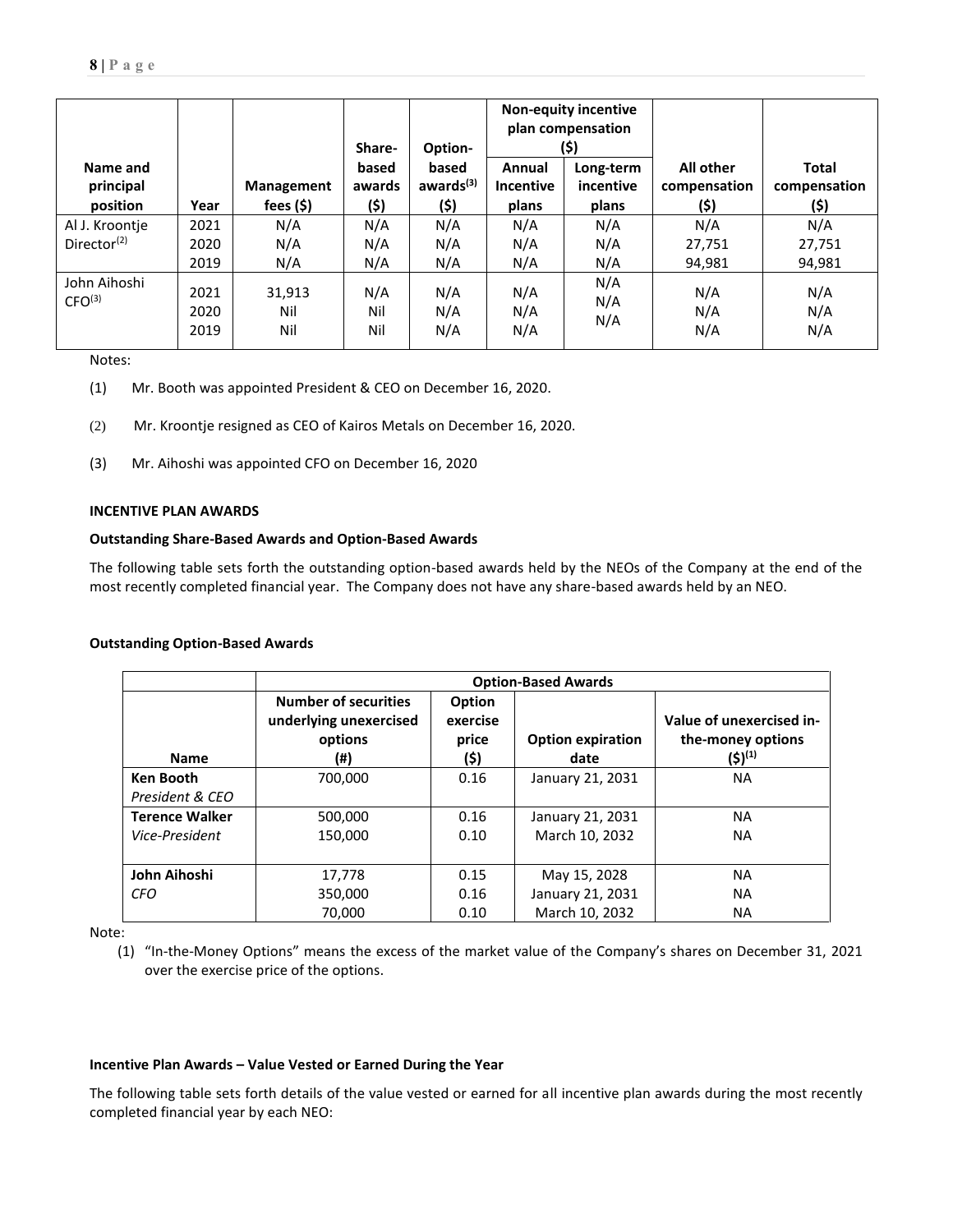| Name and principal position | Year | Management fees ($) | Share-based awards ($) | Option-based awards[3] ($) | Non-equity incentive plan compensation ($) | | All other compensation ($) | Total compensation ($) |
|---|---|---|---|---|---|---|---|---|
| | | | | | Annual Incentive plans | Long-term incentive plans | | |
| Al J. Kroontje Director[2] | 2021 | N/A | N/A | N/A | N/A | N/A | N/A | N/A |
| | 2020 | N/A | N/A | N/A | N/A | N/A | 27,751 | 27,751 |
| | 2019 | N/A | N/A | N/A | N/A | N/A | 94,981 | 94,981 |
| John Aihoshi CFO[3] | 2021 | 31,913 | N/A | N/A | N/A | N/A | N/A | N/A |
| | 2020 | Nil | Nil | N/A | N/A | N/A | N/A | N/A |
| | 2019 | Nil | Nil | N/A | N/A | N/A | N/A | N/A |

Notes:

(1) Mr. Booth was appointed President & CEO on December 16, 2020.

(2) Mr. Kroontje resigned as CEO of Kairos Metals on December 16, 2020.

(3) Mr. Aihoshi was appointed CFO on December 16, 2020

**INCENTIVE PLAN AWARDS**

**Outstanding Share-Based Awards and Option-Based Awards**

The following table sets forth the outstanding option-based awards held by the NEOs of the Company at the end of the most recently completed financial year. The Company does not have any share-based awards held by an NEO.

**Outstanding Option-Based Awards**

| Name | Option-Based Awards | | | |
|---|---|---|---|---|
| | Number of securities underlying unexercised options (#) | Option exercise price ($) | Option expiration date | Value of unexercised in-the-money options ($)[1] |
| **Ken Booth** *President & CEO* | 700,000 | 0.16 | January 21, 2031 | NA |
| **Terence Walker** *Vice-President* | 500,000 | 0.16 | January 21, 2031 | NA |
| | 150,000 | 0.10 | March 10, 2032 | NA |
| **John Aihoshi** *CFO* | 17,778 | 0.15 | May 15, 2028 | NA |
| | 350,000 | 0.16 | January 21, 2031 | NA |
| | 70,000 | 0.10 | March 10, 2032 | NA |

Note:

(1) "In-the-Money Options" means the excess of the market value of the Company's shares on December 31, 2021 over the exercise price of the options.

**Incentive Plan Awards – Value Vested or Earned During the Year**

The following table sets forth details of the value vested or earned for all incentive plan awards during the most recently completed financial year by each NEO: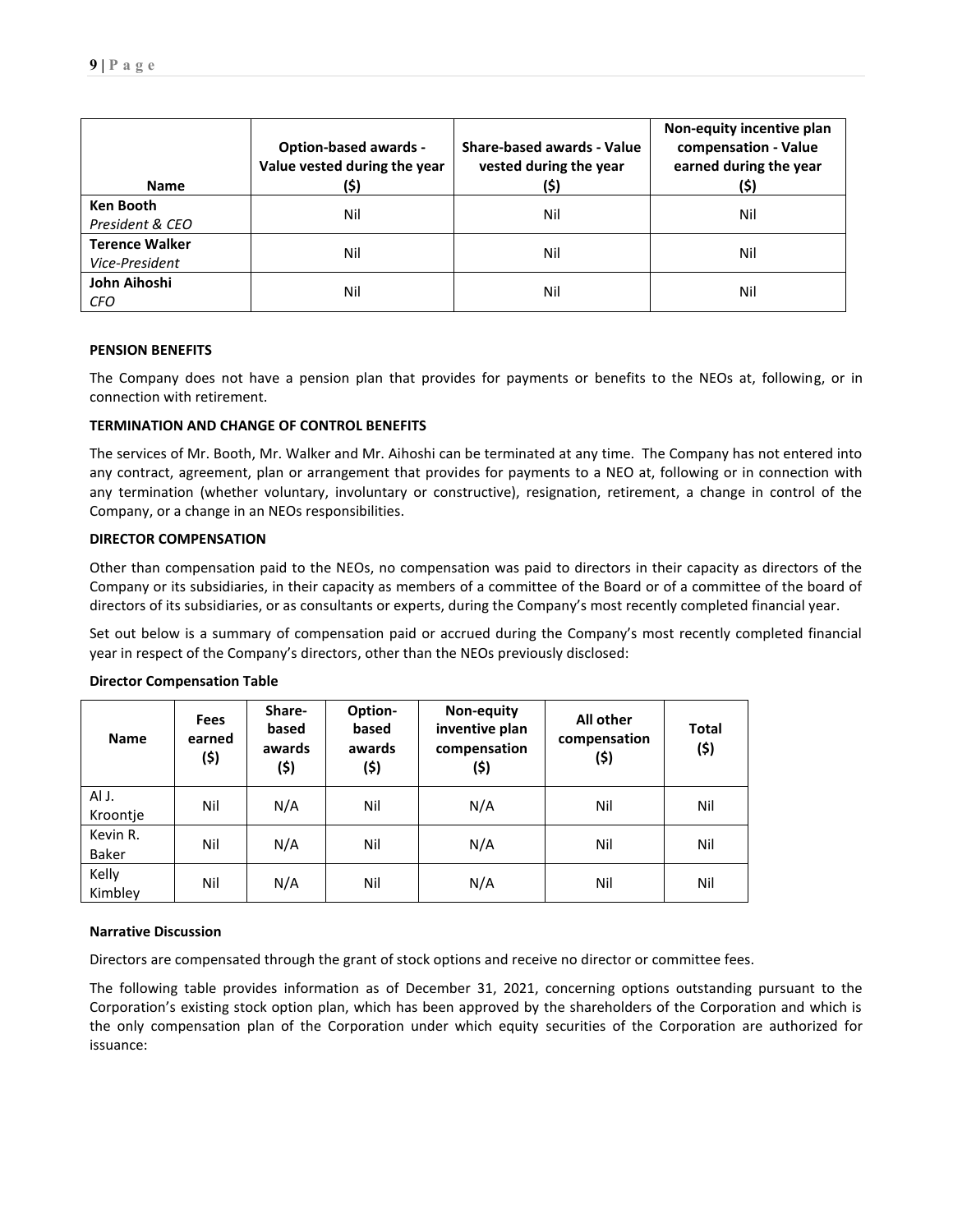| Name | Option-based awards - Value vested during the year ($) | Share-based awards - Value vested during the year ($) | Non-equity incentive plan compensation - Value earned during the year ($) |
|---|---|---|---|
| **Ken Booth** *President & CEO* | Nil | Nil | Nil |
| **Terence Walker** *Vice-President* | Nil | Nil | Nil |
| **John Aihoshi** *CFO* | Nil | Nil | Nil |

**PENSION BENEFITS**

The Company does not have a pension plan that provides for payments or benefits to the NEOs at, following, or in connection with retirement.

**TERMINATION AND CHANGE OF CONTROL BENEFITS**

The services of Mr. Booth, Mr. Walker and Mr. Aihoshi can be terminated at any time. The Company has not entered into any contract, agreement, plan or arrangement that provides for payments to a NEO at, following or in connection with any termination (whether voluntary, involuntary or constructive), resignation, retirement, a change in control of the Company, or a change in an NEOs responsibilities.

**DIRECTOR COMPENSATION**

Other than compensation paid to the NEOs, no compensation was paid to directors in their capacity as directors of the Company or its subsidiaries, in their capacity as members of a committee of the Board or of a committee of the board of directors of its subsidiaries, or as consultants or experts, during the Company's most recently completed financial year.

Set out below is a summary of compensation paid or accrued during the Company's most recently completed financial year in respect of the Company's directors, other than the NEOs previously disclosed:

**Director Compensation Table**

| Name | Fees earned ($) | Share-based awards ($) | Option-based awards ($) | Non-equity inventive plan compensation ($) | All other compensation ($) | Total ($) |
|---|---|---|---|---|---|---|
| Al J. Kroontje | Nil | N/A | Nil | N/A | Nil | Nil |
| Kevin R. Baker | Nil | N/A | Nil | N/A | Nil | Nil |
| Kelly Kimbley | Nil | N/A | Nil | N/A | Nil | Nil |

**Narrative Discussion**

Directors are compensated through the grant of stock options and receive no director or committee fees.

The following table provides information as of December 31, 2021, concerning options outstanding pursuant to the Corporation's existing stock option plan, which has been approved by the shareholders of the Corporation and which is the only compensation plan of the Corporation under which equity securities of the Corporation are authorized for issuance: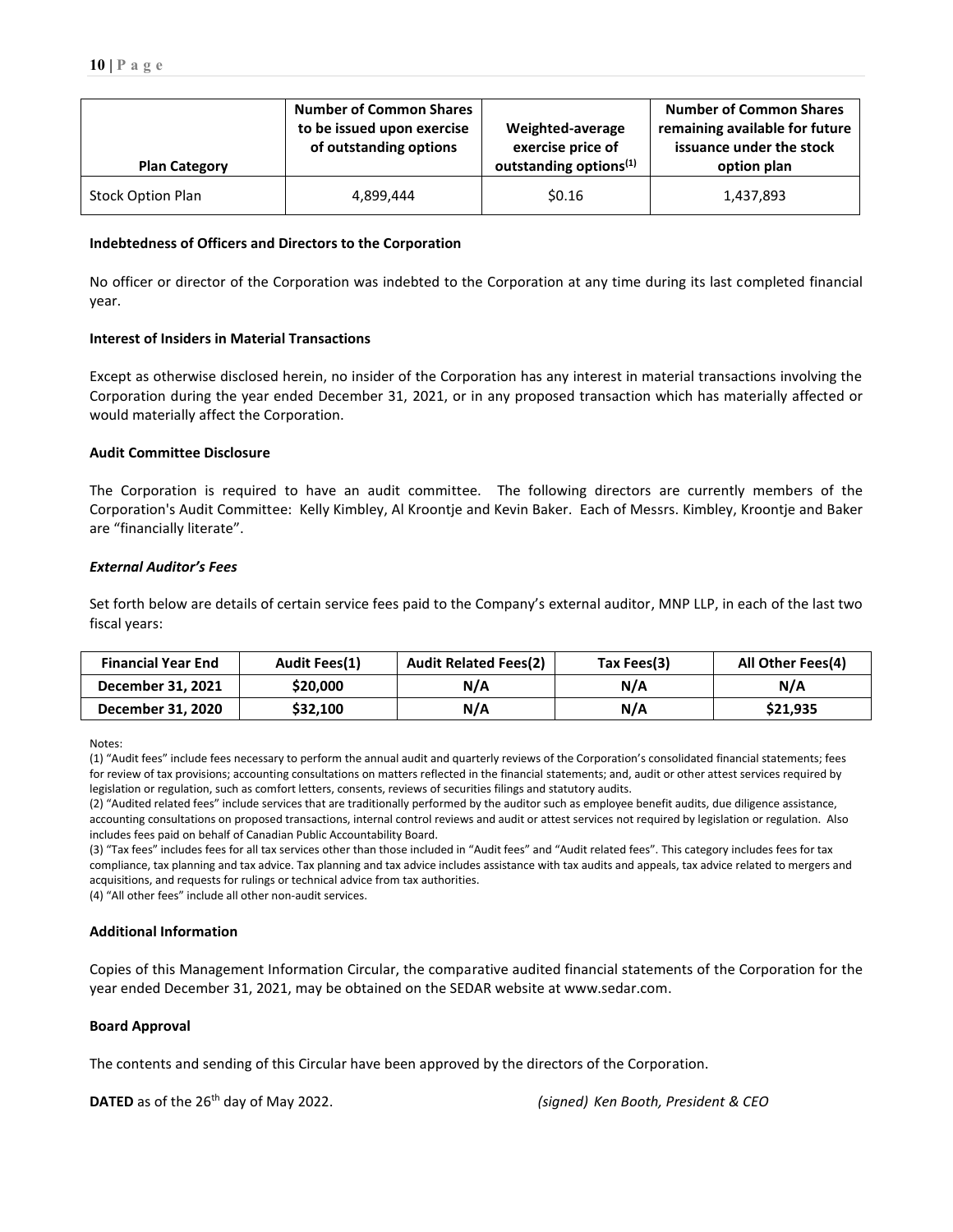| Plan Category | Number of Common Shares to be issued upon exercise of outstanding options | Weighted-average exercise price of outstanding options(1) | Number of Common Shares remaining available for future issuance under the stock option plan |
| --- | --- | --- | --- |
| Stock Option Plan | 4,899,444 | $0.16 | 1,437,893 |

**Indebtedness of Officers and Directors to the Corporation**

No officer or director of the Corporation was indebted to the Corporation at any time during its last completed financial year.

**Interest of Insiders in Material Transactions**

Except as otherwise disclosed herein, no insider of the Corporation has any interest in material transactions involving the Corporation during the year ended December 31, 2021, or in any proposed transaction which has materially affected or would materially affect the Corporation.

**Audit Committee Disclosure**

The Corporation is required to have an audit committee. The following directors are currently members of the Corporation's Audit Committee: Kelly Kimbley, Al Kroontje and Kevin Baker. Each of Messrs. Kimbley, Kroontje and Baker are "financially literate".

***External Auditor's Fees***

Set forth below are details of certain service fees paid to the Company's external auditor, MNP LLP, in each of the last two fiscal years:

| Financial Year End | Audit Fees(1) | Audit Related Fees(2) | Tax Fees(3) | All Other Fees(4) |
| --- | --- | --- | --- | --- |
| **December 31, 2021** | **$20,000** | **N/A** | **N/A** | **N/A** |
| **December 31, 2020** | **$32,100** | **N/A** | **N/A** | **$21,935** |

Notes:

(1) "Audit fees" include fees necessary to perform the annual audit and quarterly reviews of the Corporation's consolidated financial statements; fees for review of tax provisions; accounting consultations on matters reflected in the financial statements; and, audit or other attest services required by legislation or regulation, such as comfort letters, consents, reviews of securities filings and statutory audits.

(2) "Audited related fees" include services that are traditionally performed by the auditor such as employee benefit audits, due diligence assistance, accounting consultations on proposed transactions, internal control reviews and audit or attest services not required by legislation or regulation. Also includes fees paid on behalf of Canadian Public Accountability Board.

(3) "Tax fees" includes fees for all tax services other than those included in "Audit fees" and "Audit related fees". This category includes fees for tax compliance, tax planning and tax advice. Tax planning and tax advice includes assistance with tax audits and appeals, tax advice related to mergers and acquisitions, and requests for rulings or technical advice from tax authorities.

(4) "All other fees" include all other non-audit services.

**Additional Information**

Copies of this Management Information Circular, the comparative audited financial statements of the Corporation for the year ended December 31, 2021, may be obtained on the SEDAR website at www.sedar.com.

**Board Approval**

The contents and sending of this Circular have been approved by the directors of the Corporation.

**DATED** as of the 26th day of May 2022. *(signed) Ken Booth, President & CEO*